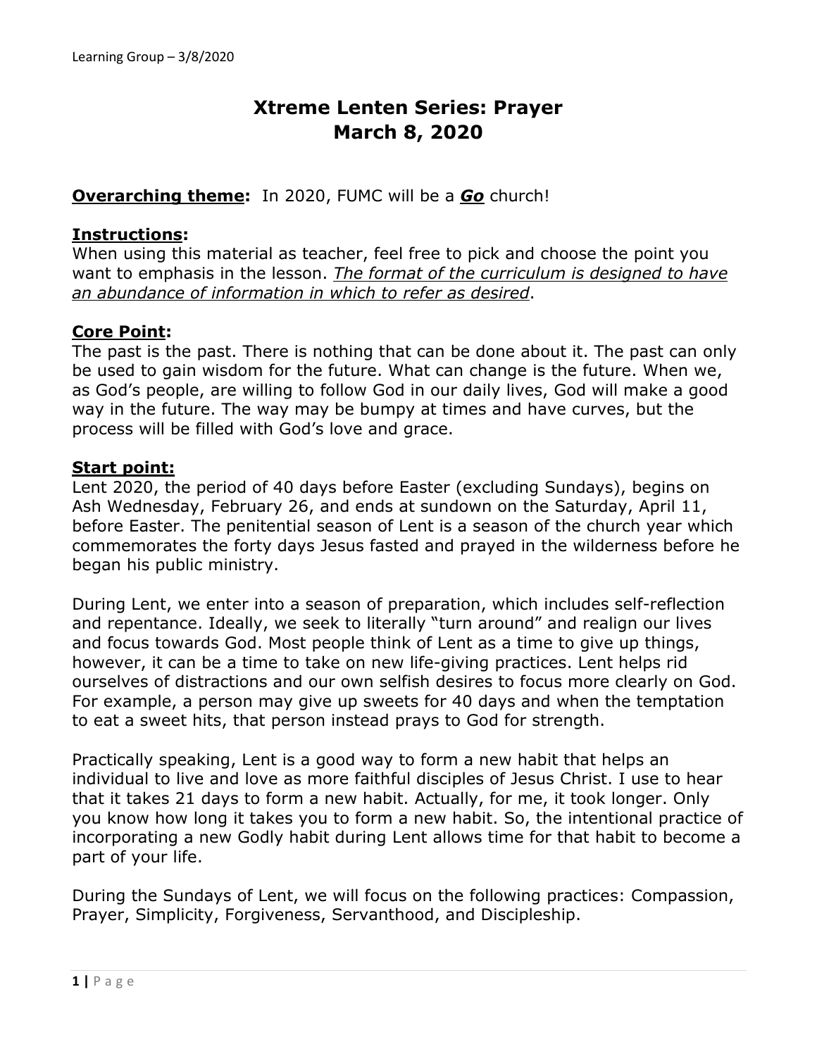# Xtreme Lenten Series: Prayer
# March 8, 2020

**Overarching theme:** In 2020, FUMC will be a ***Go*** church!

**Instructions:**
When using this material as teacher, feel free to pick and choose the point you want to emphasis in the lesson. *The format of the curriculum is designed to have an abundance of information in which to refer as desired*.

**Core Point:**
The past is the past. There is nothing that can be done about it. The past can only be used to gain wisdom for the future. What can change is the future. When we, as God's people, are willing to follow God in our daily lives, God will make a good way in the future. The way may be bumpy at times and have curves, but the process will be filled with God's love and grace.

**Start point:**
Lent 2020, the period of 40 days before Easter (excluding Sundays), begins on Ash Wednesday, February 26, and ends at sundown on the Saturday, April 11, before Easter. The penitential season of Lent is a season of the church year which commemorates the forty days Jesus fasted and prayed in the wilderness before he began his public ministry.

During Lent, we enter into a season of preparation, which includes self-reflection and repentance. Ideally, we seek to literally "turn around" and realign our lives and focus towards God. Most people think of Lent as a time to give up things, however, it can be a time to take on new life-giving practices. Lent helps rid ourselves of distractions and our own selfish desires to focus more clearly on God. For example, a person may give up sweets for 40 days and when the temptation to eat a sweet hits, that person instead prays to God for strength.

Practically speaking, Lent is a good way to form a new habit that helps an individual to live and love as more faithful disciples of Jesus Christ. I use to hear that it takes 21 days to form a new habit. Actually, for me, it took longer. Only you know how long it takes you to form a new habit. So, the intentional practice of incorporating a new Godly habit during Lent allows time for that habit to become a part of your life.

During the Sundays of Lent, we will focus on the following practices: Compassion, Prayer, Simplicity, Forgiveness, Servanthood, and Discipleship.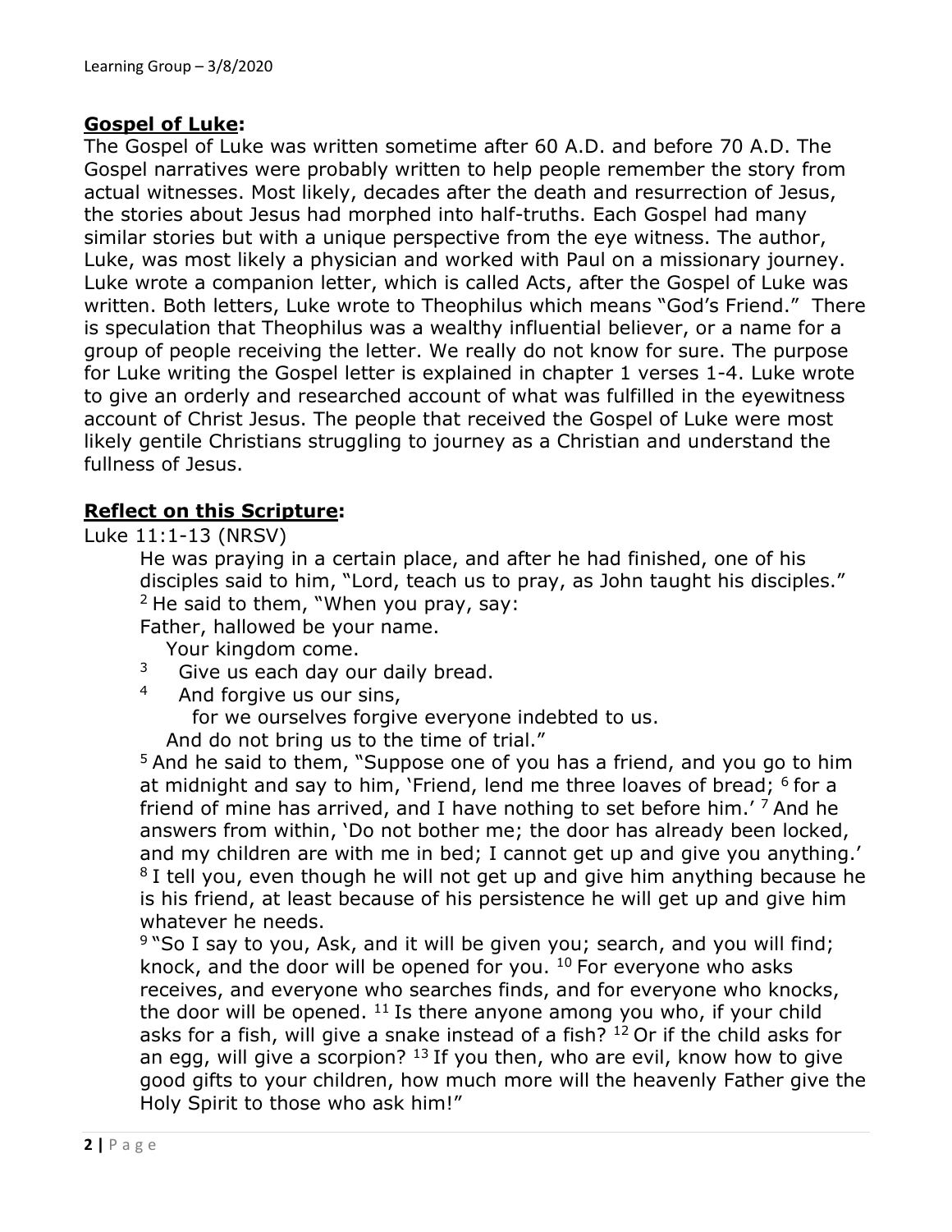## **Gospel of Luke:**

The Gospel of Luke was written sometime after 60 A.D. and before 70 A.D. The Gospel narratives were probably written to help people remember the story from actual witnesses. Most likely, decades after the death and resurrection of Jesus, the stories about Jesus had morphed into half-truths. Each Gospel had many similar stories but with a unique perspective from the eye witness. The author, Luke, was most likely a physician and worked with Paul on a missionary journey. Luke wrote a companion letter, which is called Acts, after the Gospel of Luke was written. Both letters, Luke wrote to Theophilus which means "God's Friend." There is speculation that Theophilus was a wealthy influential believer, or a name for a group of people receiving the letter. We really do not know for sure. The purpose for Luke writing the Gospel letter is explained in chapter 1 verses 1-4. Luke wrote to give an orderly and researched account of what was fulfilled in the eyewitness account of Christ Jesus. The people that received the Gospel of Luke were most likely gentile Christians struggling to journey as a Christian and understand the fullness of Jesus.

## **Reflect on this Scripture:**

Luke 11:1-13 (NRSV)

> He was praying in a certain place, and after he had finished, one of his disciples said to him, "Lord, teach us to pray, as John taught his disciples." [2] He said to them, "When you pray, say:
>
> Father, hallowed be your name.
> Your kingdom come.
> [3] Give us each day our daily bread.
> [4] And forgive us our sins,
> for we ourselves forgive everyone indebted to us.
> And do not bring us to the time of trial."
>
> [5] And he said to them, "Suppose one of you has a friend, and you go to him at midnight and say to him, 'Friend, lend me three loaves of bread; [6] for a friend of mine has arrived, and I have nothing to set before him.' [7] And he answers from within, 'Do not bother me; the door has already been locked, and my children are with me in bed; I cannot get up and give you anything.' [8] I tell you, even though he will not get up and give him anything because he is his friend, at least because of his persistence he will get up and give him whatever he needs.
>
> [9] "So I say to you, Ask, and it will be given you; search, and you will find; knock, and the door will be opened for you. [10] For everyone who asks receives, and everyone who searches finds, and for everyone who knocks, the door will be opened. [11] Is there anyone among you who, if your child asks for a fish, will give a snake instead of a fish? [12] Or if the child asks for an egg, will give a scorpion? [13] If you then, who are evil, know how to give good gifts to your children, how much more will the heavenly Father give the Holy Spirit to those who ask him!"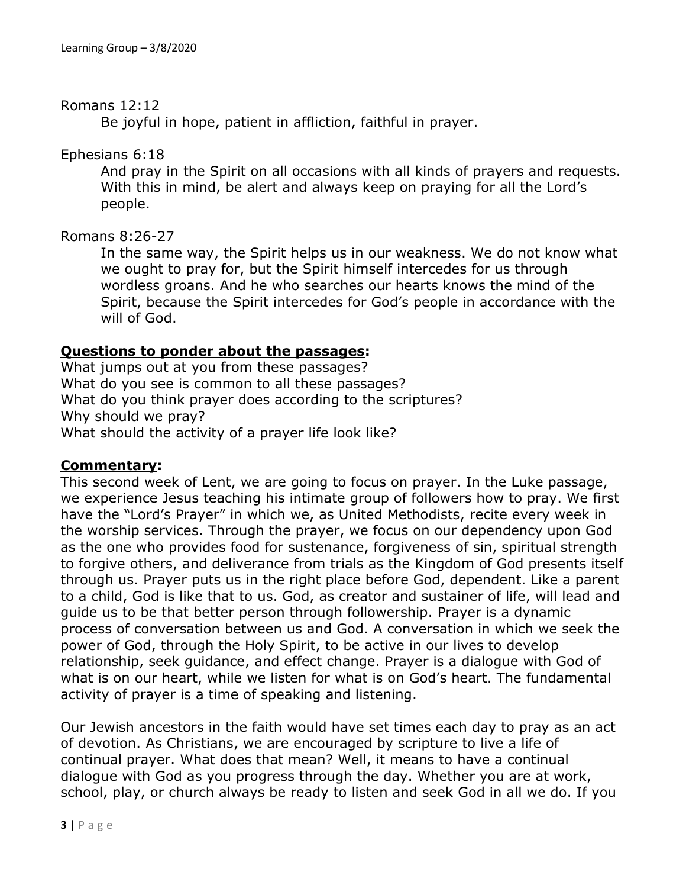Romans 12:12

> Be joyful in hope, patient in affliction, faithful in prayer.

Ephesians 6:18

> And pray in the Spirit on all occasions with all kinds of prayers and requests. With this in mind, be alert and always keep on praying for all the Lord's people.

Romans 8:26-27

> In the same way, the Spirit helps us in our weakness. We do not know what we ought to pray for, but the Spirit himself intercedes for us through wordless groans. And he who searches our hearts knows the mind of the Spirit, because the Spirit intercedes for God's people in accordance with the will of God.

**<u>Questions to ponder about the passages</u>:**

What jumps out at you from these passages?
What do you see is common to all these passages?
What do you think prayer does according to the scriptures?
Why should we pray?
What should the activity of a prayer life look like?

**<u>Commentary</u>:**

This second week of Lent, we are going to focus on prayer. In the Luke passage, we experience Jesus teaching his intimate group of followers how to pray. We first have the "Lord's Prayer" in which we, as United Methodists, recite every week in the worship services. Through the prayer, we focus on our dependency upon God as the one who provides food for sustenance, forgiveness of sin, spiritual strength to forgive others, and deliverance from trials as the Kingdom of God presents itself through us. Prayer puts us in the right place before God, dependent. Like a parent to a child, God is like that to us. God, as creator and sustainer of life, will lead and guide us to be that better person through followership. Prayer is a dynamic process of conversation between us and God. A conversation in which we seek the power of God, through the Holy Spirit, to be active in our lives to develop relationship, seek guidance, and effect change. Prayer is a dialogue with God of what is on our heart, while we listen for what is on God's heart. The fundamental activity of prayer is a time of speaking and listening.

Our Jewish ancestors in the faith would have set times each day to pray as an act of devotion. As Christians, we are encouraged by scripture to live a life of continual prayer. What does that mean? Well, it means to have a continual dialogue with God as you progress through the day. Whether you are at work, school, play, or church always be ready to listen and seek God in all we do. If you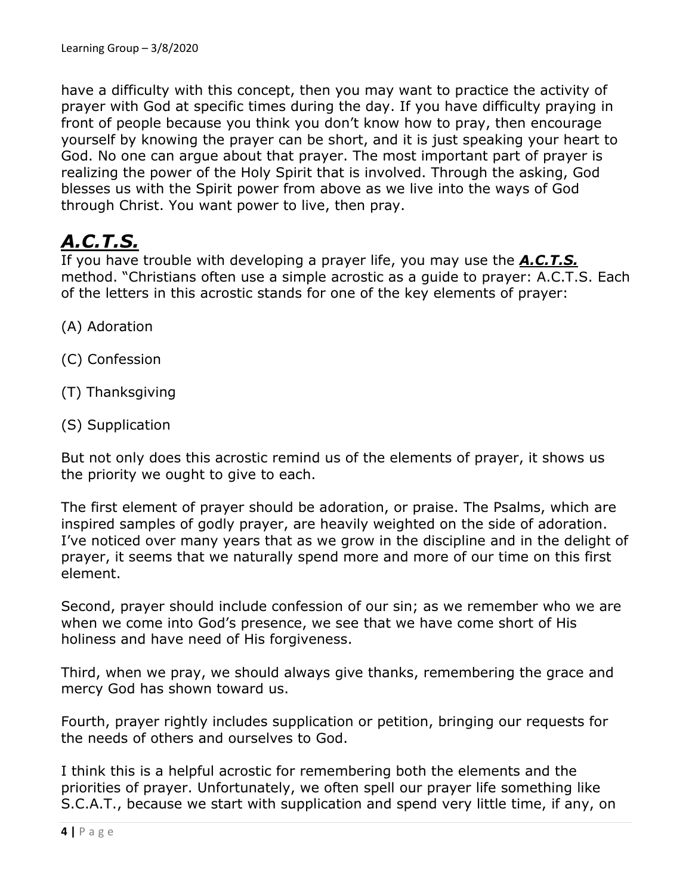have a difficulty with this concept, then you may want to practice the activity of prayer with God at specific times during the day. If you have difficulty praying in front of people because you think you don't know how to pray, then encourage yourself by knowing the prayer can be short, and it is just speaking your heart to God. No one can argue about that prayer. The most important part of prayer is realizing the power of the Holy Spirit that is involved. Through the asking, God blesses us with the Spirit power from above as we live into the ways of God through Christ. You want power to live, then pray.

## ***A.C.T.S.***

If you have trouble with developing a prayer life, you may use the ***A.C.T.S.*** method. "Christians often use a simple acrostic as a guide to prayer: A.C.T.S. Each of the letters in this acrostic stands for one of the key elements of prayer:

(A) Adoration

(C) Confession

(T) Thanksgiving

(S) Supplication

But not only does this acrostic remind us of the elements of prayer, it shows us the priority we ought to give to each.

The first element of prayer should be adoration, or praise. The Psalms, which are inspired samples of godly prayer, are heavily weighted on the side of adoration. I've noticed over many years that as we grow in the discipline and in the delight of prayer, it seems that we naturally spend more and more of our time on this first element.

Second, prayer should include confession of our sin; as we remember who we are when we come into God's presence, we see that we have come short of His holiness and have need of His forgiveness.

Third, when we pray, we should always give thanks, remembering the grace and mercy God has shown toward us.

Fourth, prayer rightly includes supplication or petition, bringing our requests for the needs of others and ourselves to God.

I think this is a helpful acrostic for remembering both the elements and the priorities of prayer. Unfortunately, we often spell our prayer life something like S.C.A.T., because we start with supplication and spend very little time, if any, on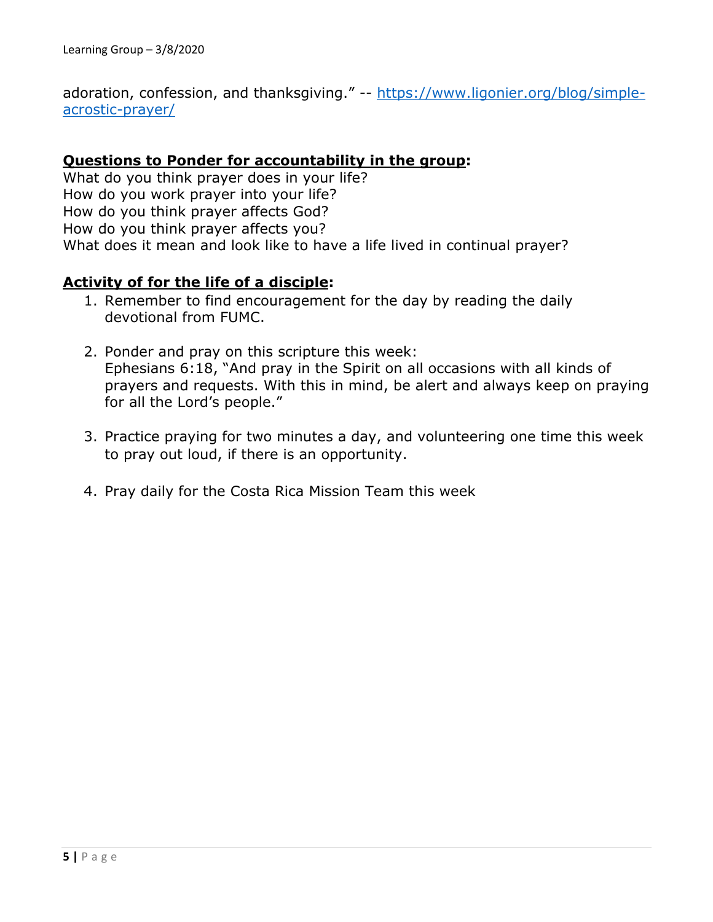adoration, confession, and thanksgiving." -- [https://www.ligonier.org/blog/simple-acrostic-prayer/](https://www.ligonier.org/blog/simple-acrostic-prayer/)

**Questions to Ponder for accountability in the group:**

What do you think prayer does in your life?
How do you work prayer into your life?
How do you think prayer affects God?
How do you think prayer affects you?
What does it mean and look like to have a life lived in continual prayer?

**Activity of for the life of a disciple:**

1. Remember to find encouragement for the day by reading the daily devotional from FUMC.

2. Ponder and pray on this scripture this week:
   Ephesians 6:18, "And pray in the Spirit on all occasions with all kinds of prayers and requests. With this in mind, be alert and always keep on praying for all the Lord's people."

3. Practice praying for two minutes a day, and volunteering one time this week to pray out loud, if there is an opportunity.

4. Pray daily for the Costa Rica Mission Team this week